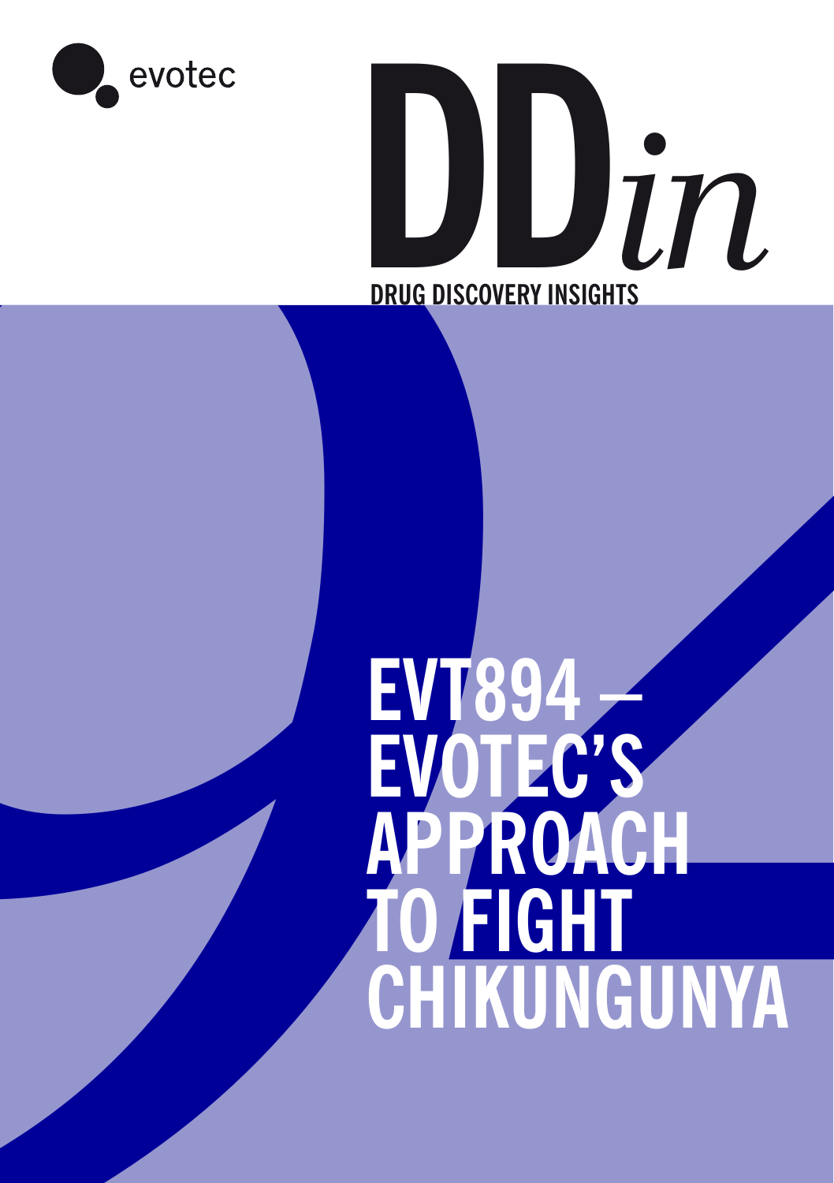evotec

# DD*in*

DRUG DISCOVERY INSIGHTS

# EVT894 – EVOTEC'S APPROACH TO FIGHT CHIKUNGUNYA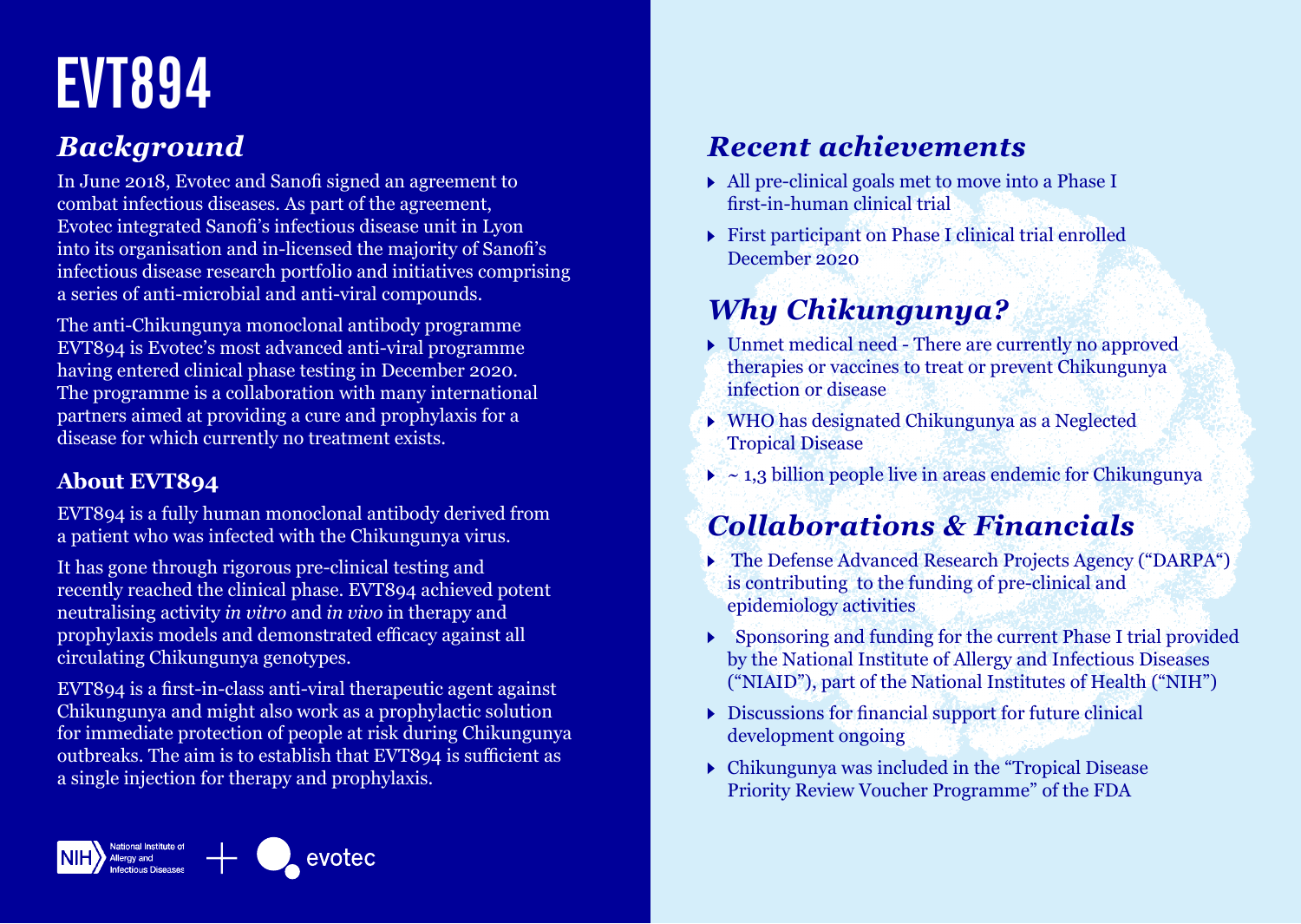# EVT894

## *Background*

In June 2018, Evotec and Sanofi signed an agreement to combat infectious diseases. As part of the agreement, Evotec integrated Sanofi's infectious disease unit in Lyon into its organisation and in-licensed the majority of Sanofi's infectious disease research portfolio and initiatives comprising a series of anti-microbial and anti-viral compounds.

The anti-Chikungunya monoclonal antibody programme EVT894 is Evotec's most advanced anti-viral programme having entered clinical phase testing in December 2020. The programme is a collaboration with many international partners aimed at providing a cure and prophylaxis for a disease for which currently no treatment exists.

### About EVT894

EVT894 is a fully human monoclonal antibody derived from a patient who was infected with the Chikungunya virus.

It has gone through rigorous pre-clinical testing and recently reached the clinical phase. EVT894 achieved potent neutralising activity *in vitro* and *in vivo* in therapy and prophylaxis models and demonstrated efficacy against all circulating Chikungunya genotypes.

EVT894 is a first-in-class anti-viral therapeutic agent against Chikungunya and might also work as a prophylactic solution for immediate protection of people at risk during Chikungunya outbreaks. The aim is to establish that EVT894 is sufficient as a single injection for therapy and prophylaxis.

National Institute of Allergy and Infectious Diseases + evotec

## *Recent achievements*

- All pre-clinical goals met to move into a Phase I first-in-human clinical trial
- First participant on Phase I clinical trial enrolled December 2020

## *Why Chikungunya?*

- Unmet medical need - There are currently no approved therapies or vaccines to treat or prevent Chikungunya infection or disease
- WHO has designated Chikungunya as a Neglected Tropical Disease
- ~ 1,3 billion people live in areas endemic for Chikungunya

## *Collaborations & Financials*

- The Defense Advanced Research Projects Agency ("DARPA") is contributing to the funding of pre-clinical and epidemiology activities
- Sponsoring and funding for the current Phase I trial provided by the National Institute of Allergy and Infectious Diseases ("NIAID"), part of the National Institutes of Health ("NIH")
- Discussions for financial support for future clinical development ongoing
- Chikungunya was included in the "Tropical Disease Priority Review Voucher Programme" of the FDA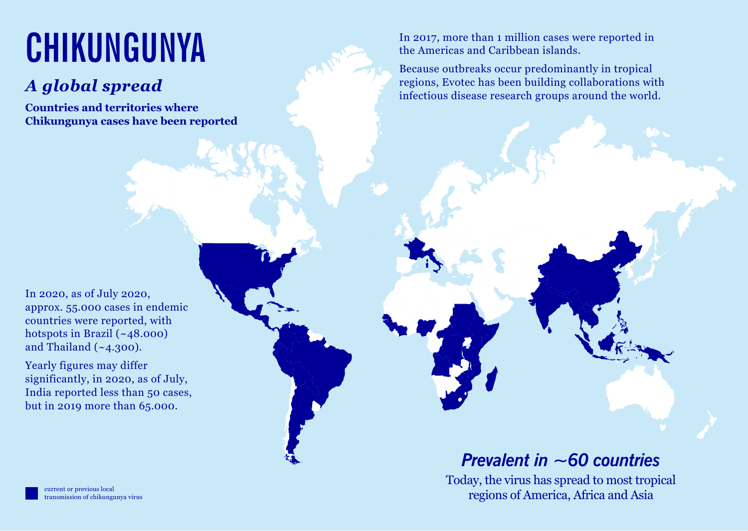# CHIKUNGUNYA

## *A global spread*

**Countries and territories where Chikungunya cases have been reported**

In 2017, more than 1 million cases were reported in the Americas and Caribbean islands.

Because outbreaks occur predominantly in tropical regions, Evotec has been building collaborations with infectious disease research groups around the world.

In 2020, as of July 2020, approx. 55.000 cases in endemic countries were reported, with hotspots in Brazil (~48.000) and Thailand (~4.300).

Yearly figures may differ significantly, in 2020, as of July, India reported less than 50 cases, but in 2019 more than 65.000.

### *Prevalent in ~60 countries*

Today, the virus has spread to most tropical regions of America, Africa and Asia

current or previous local transmission of chikungunya virus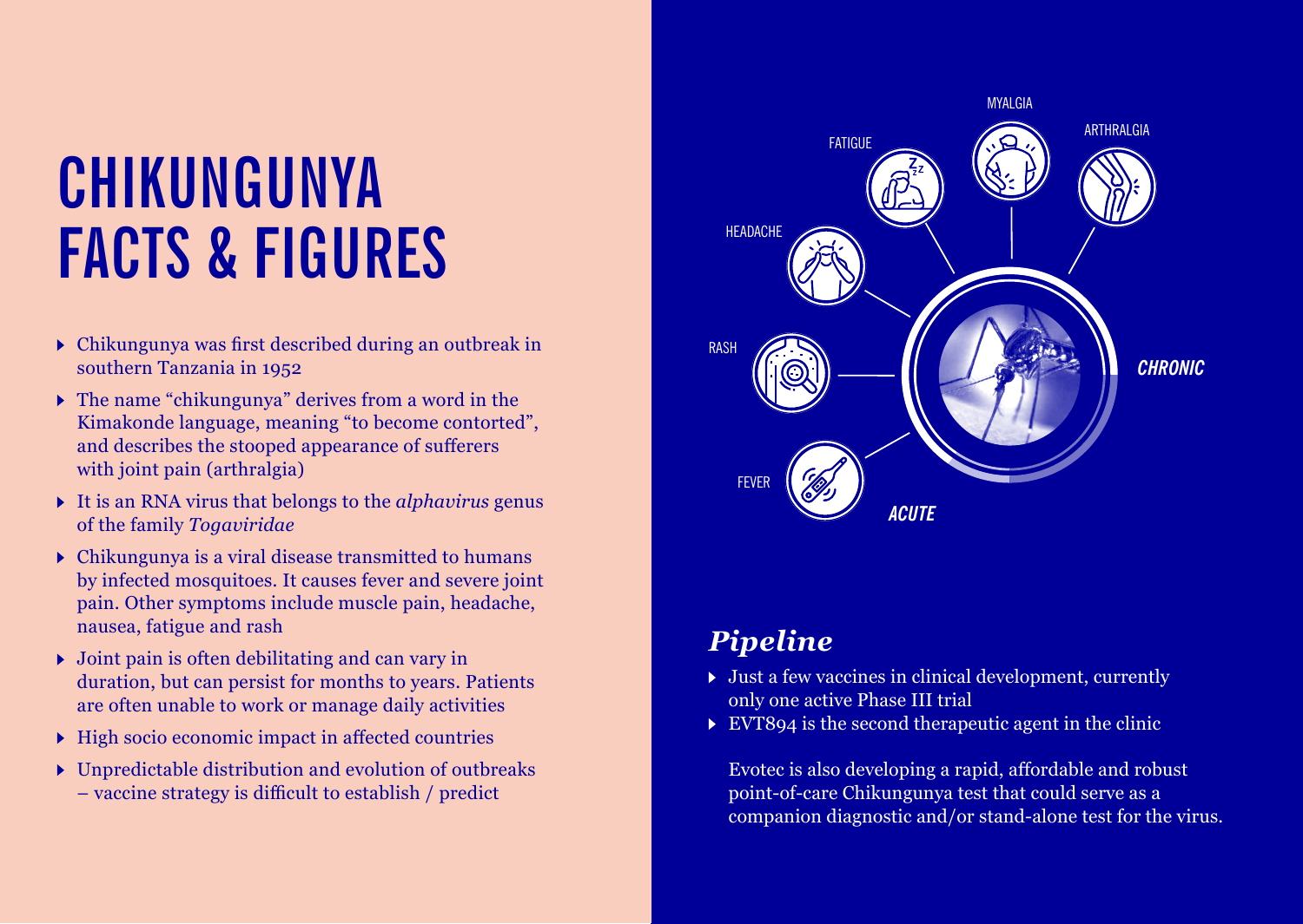# CHIKUNGUNYA FACTS & FIGURES

- Chikungunya was first described during an outbreak in southern Tanzania in 1952
- The name "chikungunya" derives from a word in the Kimakonde language, meaning "to become contorted", and describes the stooped appearance of sufferers with joint pain (arthralgia)
- It is an RNA virus that belongs to the *alphavirus* genus of the family *Togaviridae*
- Chikungunya is a viral disease transmitted to humans by infected mosquitoes. It causes fever and severe joint pain. Other symptoms include muscle pain, headache, nausea, fatigue and rash
- Joint pain is often debilitating and can vary in duration, but can persist for months to years. Patients are often unable to work or manage daily activities
- High socio economic impact in affected countries
- Unpredictable distribution and evolution of outbreaks – vaccine strategy is difficult to establish / predict

MYALGIA

FATIGUE

ARTHRALGIA

HEADACHE

RASH

*CHRONIC*

FEVER

*ACUTE*

## *Pipeline*

- Just a few vaccines in clinical development, currently only one active Phase III trial
- EVT894 is the second therapeutic agent in the clinic

Evotec is also developing a rapid, affordable and robust point-of-care Chikungunya test that could serve as a companion diagnostic and/or stand-alone test for the virus.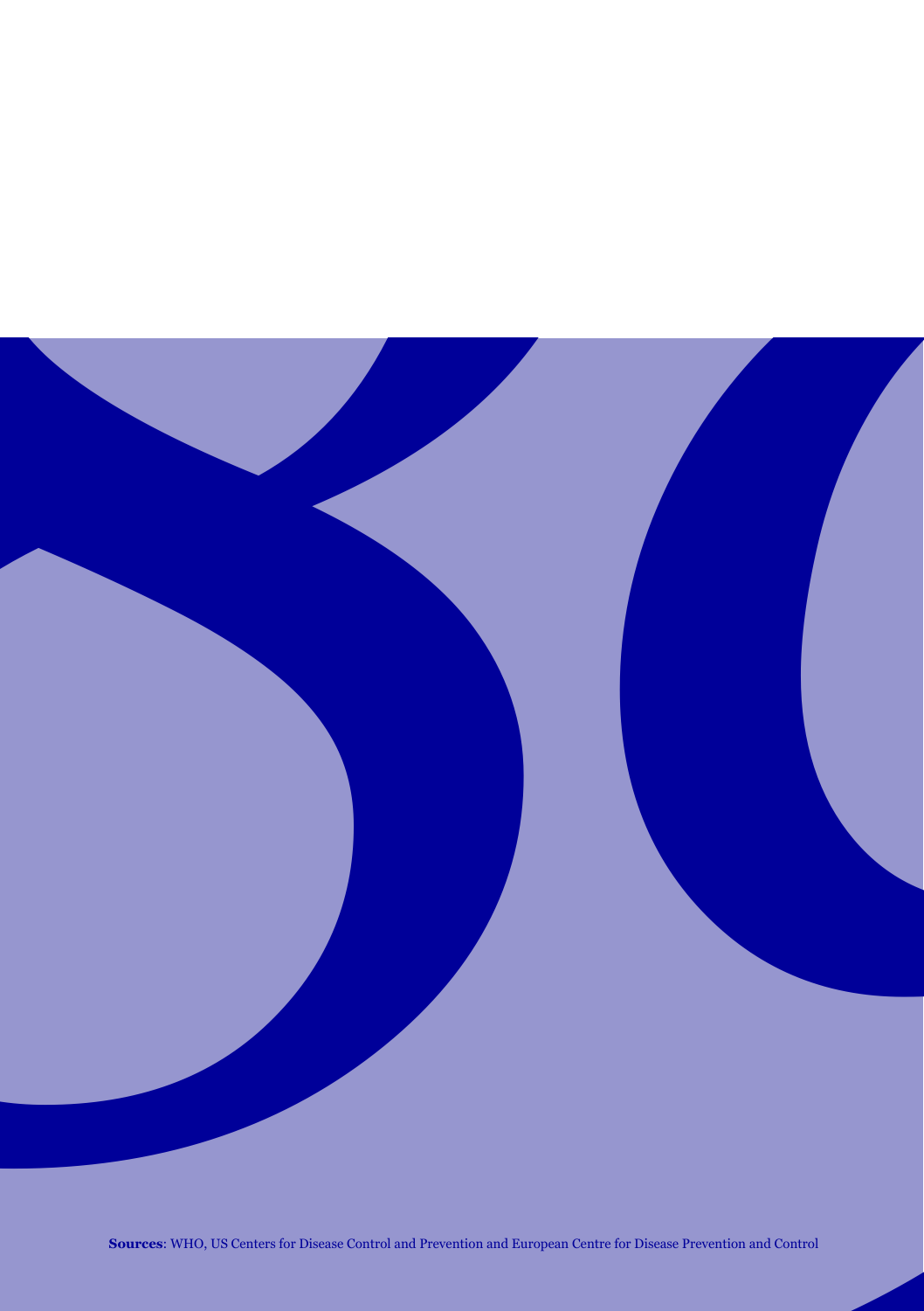**Sources**: WHO, US Centers for Disease Control and Prevention and European Centre for Disease Prevention and Control